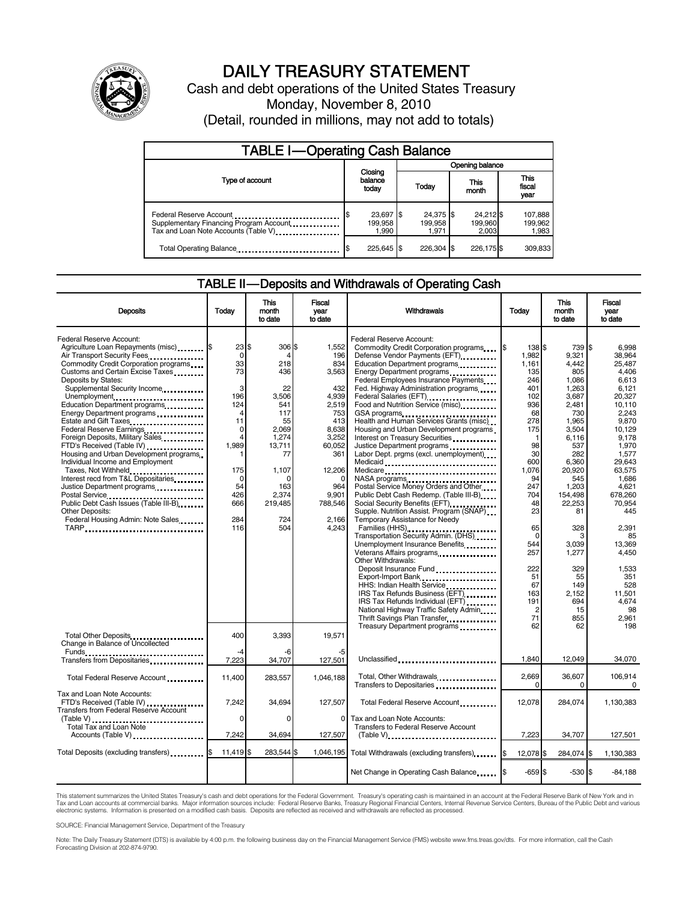# DAILY TREASURY STATEMENT

Cash and debt operations of the United States Treasury

Monday, November 8, 2010

(Detail, rounded in millions, may not add to totals)

## TABLE I—Operating Cash Balance

| Type of account | Closing balance today | Opening balance Today | Opening balance This month | Opening balance This fiscal year |
|---|---|---|---|---|
| Federal Reserve Account | $ 23,697 | $ 24,375 | $ 24,212 | $ 107,888 |
| Supplementary Financing Program Account | 199,958 | 199,958 | 199,960 | 199,962 |
| Tax and Loan Note Accounts (Table V) | 1,990 | 1,971 | 2,003 | 1,983 |
| Total Operating Balance | $ 225,645 | $ 226,304 | $ 226,175 | $ 309,833 |

## TABLE II—Deposits and Withdrawals of Operating Cash

| Deposits | Today | This month to date | Fiscal year to date |
|---|---|---|---|
| Federal Reserve Account: | | | |
| Agriculture Loan Repayments (misc) | $ 23 | $ 306 | $ 1,552 |
| Air Transport Security Fees | 0 | 4 | 196 |
| Commodity Credit Corporation programs | 33 | 218 | 834 |
| Customs and Certain Excise Taxes | 73 | 436 | 3,563 |
| Deposits by States: | | | |
| Supplemental Security Income | 3 | 22 | 432 |
| Unemployment | 196 | 3,506 | 4,939 |
| Education Department programs | 124 | 541 | 2,519 |
| Energy Department programs | 4 | 117 | 753 |
| Estate and Gift Taxes | 11 | 55 | 413 |
| Federal Reserve Earnings | 0 | 2,069 | 8,638 |
| Foreign Deposits, Military Sales | 4 | 1,274 | 3,252 |
| FTD's Received (Table IV) | 1,989 | 13,711 | 60,052 |
| Housing and Urban Development programs | 1 | 77 | 361 |
| Individual Income and Employment Taxes, Not Withheld | 175 | 1,107 | 12,206 |
| Interest recd from T&L Depositaries | 0 | 0 | 0 |
| Justice Department programs | 54 | 163 | 964 |
| Postal Service | 426 | 2,374 | 9,901 |
| Public Debt Cash Issues (Table III-B) | 666 | 219,485 | 788,546 |
| Other Deposits: | | | |
| Federal Housing Admin: Note Sales | 284 | 724 | 2,166 |
| TARP | 116 | 504 | 4,243 |
| Total Other Deposits | 400 | 3,393 | 19,571 |
| Change in Balance of Uncollected Funds | -4 | -6 | -5 |
| Transfers from Depositaries | 7,223 | 34,707 | 127,501 |
| Total Federal Reserve Account | 11,400 | 283,557 | 1,046,188 |
| Tax and Loan Note Accounts: | | | |
| FTD's Received (Table IV) | 7,242 | 34,694 | 127,507 |
| Transfers from Federal Reserve Account (Table V) | 0 | 0 | 0 |
| Total Tax and Loan Note Accounts (Table V) | 7,242 | 34,694 | 127,507 |
| Total Deposits (excluding transfers) | $ 11,419 | $ 283,544 | $ 1,046,195 |

| Withdrawals | Today | This month to date | Fiscal year to date |
|---|---|---|---|
| Federal Reserve Account: | | | |
| Commodity Credit Corporation programs | $ 138 | $ 739 | $ 6,998 |
| Defense Vendor Payments (EFT) | 1,982 | 9,321 | 38,964 |
| Education Department programs | 1,161 | 4,442 | 25,487 |
| Energy Department programs | 135 | 805 | 4,406 |
| Federal Employees Insurance Payments | 246 | 1,086 | 6,613 |
| Fed. Highway Administration programs | 401 | 1,263 | 6,121 |
| Federal Salaries (EFT) | 102 | 3,687 | 20,327 |
| Food and Nutrition Service (misc) | 936 | 2,481 | 10,110 |
| GSA programs | 68 | 730 | 2,243 |
| Health and Human Services Grants (misc) | 278 | 1,965 | 9,870 |
| Housing and Urban Development programs | 175 | 3,504 | 10,129 |
| Interest on Treasury Securities | 1 | 6,116 | 9,178 |
| Justice Department programs | 98 | 537 | 1,970 |
| Labor Dept. prgms (excl. unemployment) | 30 | 282 | 1,577 |
| Medicaid | 600 | 6,360 | 29,643 |
| Medicare | 1,076 | 20,920 | 63,575 |
| NASA programs | 94 | 545 | 1,686 |
| Postal Service Money Orders and Other | 247 | 1,203 | 4,621 |
| Public Debt Cash Redemp. (Table III-B) | 704 | 154,498 | 678,260 |
| Social Security Benefits (EFT) | 48 | 22,253 | 70,954 |
| Supple. Nutrition Assist. Program (SNAP) | 23 | 81 | 445 |
| Temporary Assistance for Needy Families (HHS) | 65 | 328 | 2,391 |
| Transportation Security Admin. (DHS) | 0 | 3 | 85 |
| Unemployment Insurance Benefits | 544 | 3,039 | 13,369 |
| Veterans Affairs programs | 257 | 1,277 | 4,450 |
| Other Withdrawals: | | | |
| Deposit Insurance Fund | 222 | 329 | 1,533 |
| Export-Import Bank | 51 | 55 | 351 |
| HHS: Indian Health Service | 67 | 149 | 528 |
| IRS Tax Refunds Business (EFT) | 163 | 2,152 | 11,501 |
| IRS Tax Refunds Individual (EFT) | 191 | 694 | 4,674 |
| National Highway Traffic Safety Admin | 2 | 15 | 98 |
| Thrift Savings Plan Transfer | 71 | 855 | 2,961 |
| Treasury Department programs | 62 | 62 | 198 |
| Unclassified | 1,840 | 12,049 | 34,070 |
| Total, Other Withdrawals | 2,669 | 36,607 | 106,914 |
| Transfers to Depositaries | 0 | 0 | 0 |
| Total Federal Reserve Account | 12,078 | 284,074 | 1,130,383 |
| Tax and Loan Note Accounts: | | | |
| Transfers to Federal Reserve Account (Table V) | 7,223 | 34,707 | 127,501 |
| Total Withdrawals (excluding transfers) | $ 12,078 | $ 284,074 | $ 1,130,383 |
| Net Change in Operating Cash Balance | $ -659 | $ -530 | $ -84,188 |

This statement summarizes the United States Treasury's cash and debt operations for the Federal Government. Treasury's operating cash is maintained in an account at the Federal Reserve Bank of New York and in Tax and Loan accounts at commercial banks. Major information sources include: Federal Reserve Banks, Treasury Regional Financial Centers, Internal Revenue Service Centers, Bureau of the Public Debt and various electronic systems. Information is presented on a modified cash basis. Deposits are reflected as received and withdrawals are reflected as processed.

SOURCE: Financial Management Service, Department of the Treasury

Note: The Daily Treasury Statement (DTS) is available by 4:00 p.m. the following business day on the Financial Management Service (FMS) website www.fms.treas.gov/dts. For more information, call the Cash Forecasting Division at 202-874-9790.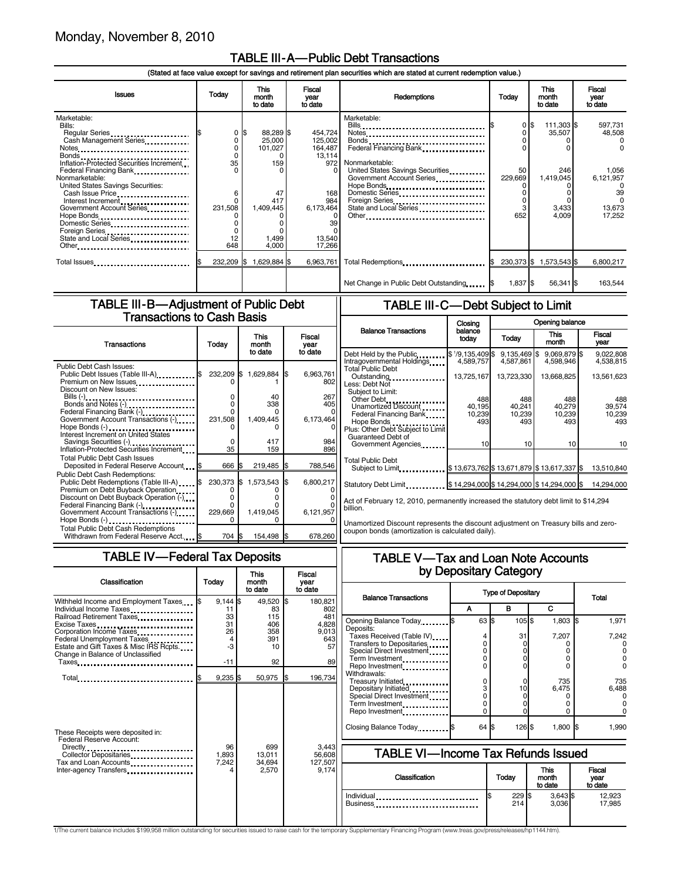Monday, November 8, 2010

## TABLE III-A—Public Debt Transactions

(Stated at face value except for savings and retirement plan securities which are stated at current redemption value.)

| Issues | Today | This month to date | Fiscal year to date | Redemptions | Today | This month to date | Fiscal year to date |
|---|---|---|---|---|---|---|---|
| Marketable: | | | | Marketable: | | | |
| Bills: | | | | Bills | $ 0 | $ 111,303 | $ 597,731 |
| Regular Series | $ 0 | $ 88,289 | $ 454,724 | Notes | 0 | 35,507 | 48,508 |
| Cash Management Series | 0 | 25,000 | 125,002 | Bonds | 0 | 0 | 0 |
| Notes | 0 | 101,027 | 164,487 | Federal Financing Bank | 0 | 0 | 0 |
| Bonds | 0 | 0 | 13,114 | | | | |
| Inflation-Protected Securities Increment | 35 | 159 | 972 | Nonmarketable: | | | |
| Federal Financing Bank | 0 | 0 | 0 | United States Savings Securities | 50 | 246 | 1,056 |
| Nonmarketable: | | | | Government Account Series | 229,669 | 1,419,045 | 6,121,957 |
| United States Savings Securities: | | | | Hope Bonds | 0 | 0 | 0 |
| Cash Issue Price | 6 | 47 | 168 | Domestic Series | 0 | 0 | 39 |
| Interest Increment | 0 | 417 | 984 | Foreign Series | 0 | 0 | 0 |
| Government Account Series | 231,508 | 1,409,445 | 6,173,464 | State and Local Series | 3 | 3,433 | 13,673 |
| Hope Bonds | 0 | 0 | 0 | Other | 652 | 4,009 | 17,252 |
| Domestic Series | 0 | 0 | 39 | | | | |
| Foreign Series | 0 | 0 | 0 | | | | |
| State and Local Series | 12 | 1,499 | 13,540 | | | | |
| Other | 648 | 4,000 | 17,266 | | | | |
| Total Issues | $ 232,209 | $ 1,629,884 | $ 6,963,761 | Total Redemptions | $ 230,373 | $ 1,573,543 | $ 6,800,217 |
| | | | | Net Change in Public Debt Outstanding | $ 1,837 | $ 56,341 | $ 163,544 |

## TABLE III-B—Adjustment of Public Debt Transactions to Cash Basis

| Transactions | Today | This month to date | Fiscal year to date |
|---|---|---|---|
| Public Debt Cash Issues: | | | |
| Public Debt Issues (Table III-A) | $ 232,209 | $ 1,629,884 | $ 6,963,761 |
| Premium on New Issues | 0 | 1 | 802 |
| Discount on New Issues: | | | |
| Bills (-) | 0 | 40 | 267 |
| Bonds and Notes (-) | 0 | 338 | 405 |
| Federal Financing Bank (-) | 0 | 0 | 0 |
| Government Account Transactions (-) | 231,508 | 1,409,445 | 6,173,464 |
| Hope Bonds (-) | 0 | 0 | 0 |
| Interest Increment on United States Savings Securities (-) | 0 | 417 | 984 |
| Inflation-Protected Securities Increment | 35 | 159 | 896 |
| Total Public Debt Cash Issues Deposited in Federal Reserve Account | $ 666 | $ 219,485 | $ 788,546 |
| Public Debt Cash Redemptions: | | | |
| Public Debt Redemptions (Table III-A) | $ 230,373 | $ 1,573,543 | $ 6,800,217 |
| Premium on Debt Buyback Operation | 0 | 0 | 0 |
| Discount on Debt Buyback Operation (-) | 0 | 0 | 0 |
| Federal Financing Bank (-) | 0 | 0 | 0 |
| Government Account Transactions (-) | 229,669 | 1,419,045 | 6,121,957 |
| Hope Bonds (-) | 0 | 0 | 0 |
| Total Public Debt Cash Redemptions Withdrawn from Federal Reserve Acct. | $ 704 | $ 154,498 | $ 678,260 |

## TABLE III-C—Debt Subject to Limit

| Balance Transactions | Closing balance today | Opening balance Today | Opening balance This month | Opening balance Fiscal year |
|---|---|---|---|---|
| Debt Held by the Public | $ [1]9,135,409 | $ 9,135,469 | $ 9,069,879 | $ 9,022,808 |
| Intragovernmental Holdings | 4,589,757 | 4,587,861 | 4,598,946 | 4,538,815 |
| Total Public Debt Outstanding | 13,725,167 | 13,723,330 | 13,668,825 | 13,561,623 |
| Less: Debt Not Subject to Limit: | | | | |
| Other Debt | 488 | 488 | 488 | 488 |
| Unamortized Discount | 40,195 | 40,241 | 40,279 | 39,574 |
| Federal Financing Bank | 10,239 | 10,239 | 10,239 | 10,239 |
| Hope Bonds | 493 | 493 | 493 | 493 |
| Plus: Other Debt Subject to Limit Guaranteed Debt of Government Agencies | 10 | 10 | 10 | 10 |
| Total Public Debt Subject to Limit | $ 13,673,762 | $ 13,671,879 | $ 13,617,337 | $ 13,510,840 |
| Statutory Debt Limit | $ 14,294,000 | $ 14,294,000 | $ 14,294,000 | $ 14,294,000 |

Act of February 12, 2010, permanently increased the statutory debt limit to $14,294 billion.

Unamortized Discount represents the discount adjustment on Treasury bills and zero-coupon bonds (amortization is calculated daily).

## TABLE IV—Federal Tax Deposits

| Classification | Today | This month to date | Fiscal year to date |
|---|---|---|---|
| Withheld Income and Employment Taxes | $ 9,144 | $ 49,520 | $ 180,821 |
| Individual Income Taxes | 11 | 83 | 802 |
| Railroad Retirement Taxes | 33 | 115 | 481 |
| Excise Taxes | 31 | 406 | 4,828 |
| Corporation Income Taxes | 26 | 358 | 9,013 |
| Federal Unemployment Taxes | 4 | 391 | 643 |
| Estate and Gift Taxes & Misc IRS Rcpts. | -3 | 10 | 57 |
| Change in Balance of Unclassified Taxes | -11 | 92 | 89 |
| Total | $ 9,235 | $ 50,975 | $ 196,734 |
| These Receipts were deposited in: | | | |
| Federal Reserve Account: | | | |
| Directly | 96 | 699 | 3,443 |
| Collector Depositaries | 1,893 | 13,011 | 56,608 |
| Tax and Loan Accounts | 7,242 | 34,694 | 127,507 |
| Inter-agency Transfers | 4 | 2,570 | 9,174 |

## TABLE V—Tax and Loan Note Accounts by Depositary Category

| Balance Transactions | Type of Depositary A | Type of Depositary B | Type of Depositary C | Total |
|---|---|---|---|---|
| Opening Balance Today | $ 63 | $ 105 | $ 1,803 | $ 1,971 |
| Deposits: | | | | |
| Taxes Received (Table IV) | 4 | 31 | 7,207 | 7,242 |
| Transfers to Depositaries | 0 | 0 | 0 | 0 |
| Special Direct Investment | 0 | 0 | 0 | 0 |
| Term Investment | 0 | 0 | 0 | 0 |
| Repo Investment | 0 | 0 | 0 | 0 |
| Withdrawals: | | | | |
| Treasury Initiated | 0 | 0 | 735 | 735 |
| Depositary Initiated | 3 | 10 | 6,475 | 6,488 |
| Special Direct Investment | 0 | 0 | 0 | 0 |
| Term Investment | 0 | 0 | 0 | 0 |
| Repo Investment | 0 | 0 | 0 | 0 |
| Closing Balance Today | $ 64 | $ 126 | $ 1,800 | $ 1,990 |

## TABLE VI—Income Tax Refunds Issued

| Classification | Today | This month to date | Fiscal year to date |
|---|---|---|---|
| Individual | $ 229 | $ 3,643 | $ 12,923 |
| Business | 214 | 3,036 | 17,985 |

1/The current balance includes $199,958 million outstanding for securities issued to raise cash for the temporary Supplementary Financing Program (www.treas.gov/press/releases/hp1144.htm).